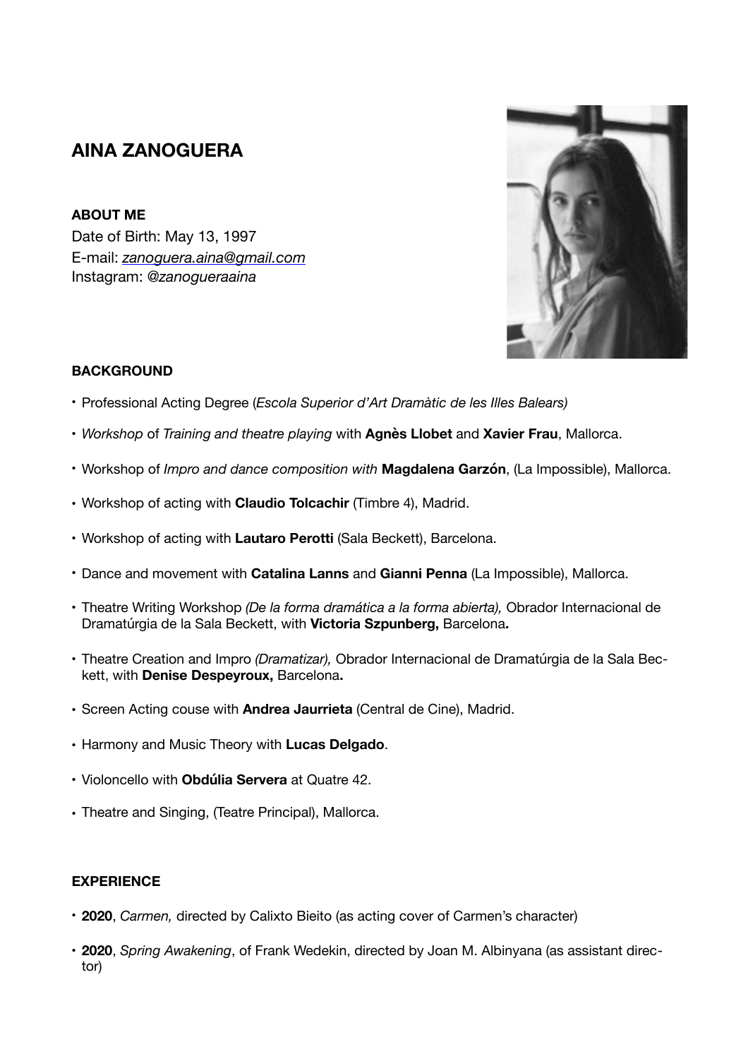# AINA ZANOGUERA

**ABOUT ME**

Date of Birth: May 13, 1997
E-mail: *zanoguera.aina@gmail.com*
Instagram: *@zanogueraaina*

**BACKGROUND**

- Professional Acting Degree (*Escola Superior d'Art Dramàtic de les Illes Balears)*
- *Workshop* of *Training and theatre playing* with **Agnès Llobet** and **Xavier Frau**, Mallorca.
- Workshop of *Impro and dance composition with* **Magdalena Garzón**, (La Impossible), Mallorca.
- Workshop of acting with **Claudio Tolcachir** (Timbre 4), Madrid.
- Workshop of acting with **Lautaro Perotti** (Sala Beckett), Barcelona.
- Dance and movement with **Catalina Lanns** and **Gianni Penna** (La Impossible), Mallorca.
- Theatre Writing Workshop *(De la forma dramática a la forma abierta),* Obrador Internacional de Dramatúrgia de la Sala Beckett, with **Victoria Szpunberg,** Barcelona**.**
- Theatre Creation and Impro *(Dramatizar),* Obrador Internacional de Dramatúrgia de la Sala Beckett, with **Denise Despeyroux,** Barcelona**.**
- Screen Acting couse with **Andrea Jaurrieta** (Central de Cine), Madrid.
- Harmony and Music Theory with **Lucas Delgado**.
- Violoncello with **Obdúlia Servera** at Quatre 42.
- Theatre and Singing, (Teatre Principal), Mallorca.

**EXPERIENCE**

- **2020**, *Carmen,* directed by Calixto Bieito (as acting cover of Carmen's character)
- **2020**, *Spring Awakening*, of Frank Wedekin, directed by Joan M. Albinyana (as assistant director)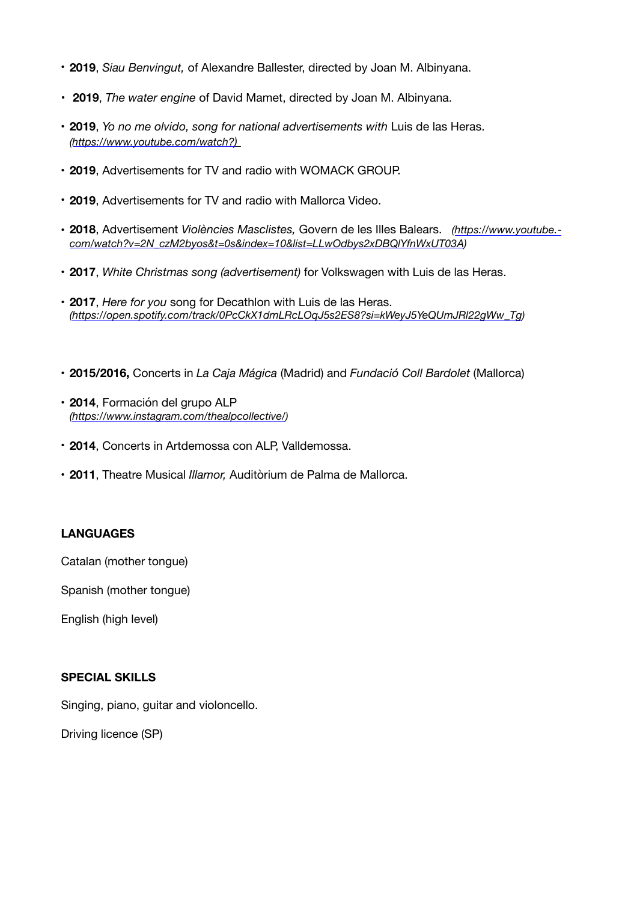- **2019**, *Siau Benvingut,* of Alexandre Ballester, directed by Joan M. Albinyana.
- **2019**, *The water engine* of David Mamet, directed by Joan M. Albinyana.
- **2019**, *Yo no me olvido, song for national advertisements with* Luis de las Heras. *(https://www.youtube.com/watch?)*
- **2019**, Advertisements for TV and radio with WOMACK GROUP.
- **2019**, Advertisements for TV and radio with Mallorca Video.
- **2018**, Advertisement *Violències Masclistes,* Govern de les Illes Balears. *(https://www.youtube.com/watch?v=2N_czM2byos&t=0s&index=10&list=LLwOdbys2xDBQlYfnWxUT03A)*
- **2017**, *White Christmas song (advertisement)* for Volkswagen with Luis de las Heras.
- **2017**, *Here for you* song for Decathlon with Luis de las Heras. *(https://open.spotify.com/track/0PcCkX1dmLRcLOqJ5s2ES8?si=kWeyJ5YeQUmJRl22gWw_Tg)*
- **2015/2016,** Concerts in *La Caja Mágica* (Madrid) and *Fundació Coll Bardolet* (Mallorca)
- **2014**, Formación del grupo ALP *(https://www.instagram.com/thealpcollective/)*
- **2014**, Concerts in Artdemossa con ALP, Valldemossa.
- **2011**, Theatre Musical *Illamor,* Auditòrium de Palma de Mallorca.

**LANGUAGES**

Catalan (mother tongue)

Spanish (mother tongue)

English (high level)

**SPECIAL SKILLS**

Singing, piano, guitar and violoncello.

Driving licence (SP)